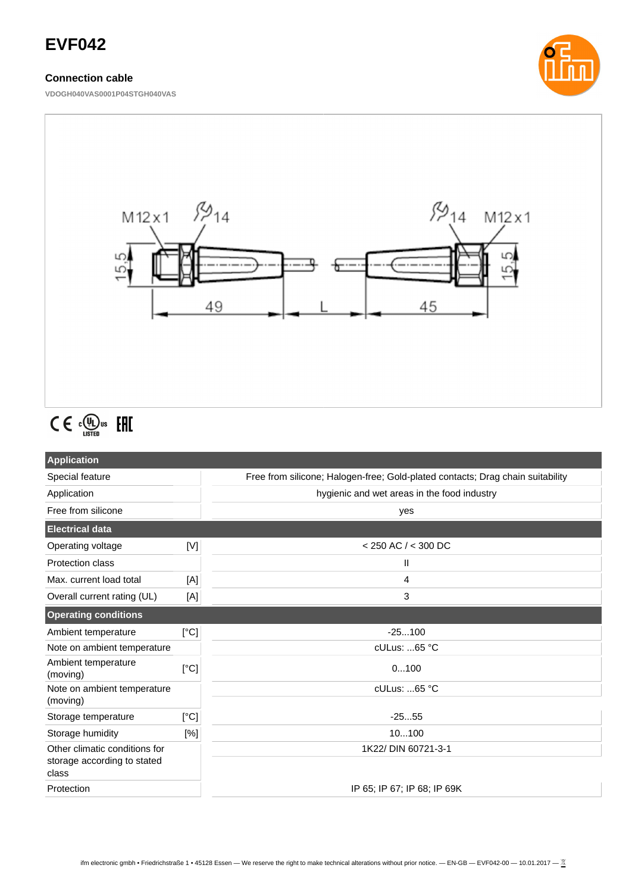# EVF042

### Connection cable

VDOGH040VAS0001P04STGH040VAS

M12x1 14 M12x1 14 15.5 15.5 49 L 45

CE cULus LISTED EAC

| Application | | |
|---|---|---|
| Special feature | | Free from silicone; Halogen-free; Gold-plated contacts; Drag chain suitability |
| Application | | hygienic and wet areas in the food industry |
| Free from silicone | | yes |
| **Electrical data** | | |
| Operating voltage | [V] | < 250 AC / < 300 DC |
| Protection class | | II |
| Max. current load total | [A] | 4 |
| Overall current rating (UL) | [A] | 3 |
| **Operating conditions** | | |
| Ambient temperature | [°C] | -25...100 |
| Note on ambient temperature | | cULus: ...65 °C |
| Ambient temperature (moving) | [°C] | 0...100 |
| Note on ambient temperature (moving) | | cULus: ...65 °C |
| Storage temperature | [°C] | -25...55 |
| Storage humidity | [%] | 10...100 |
| Other climatic conditions for storage according to stated class | | 1K22/ DIN 60721-3-1 |
| Protection | | IP 65; IP 67; IP 68; IP 69K |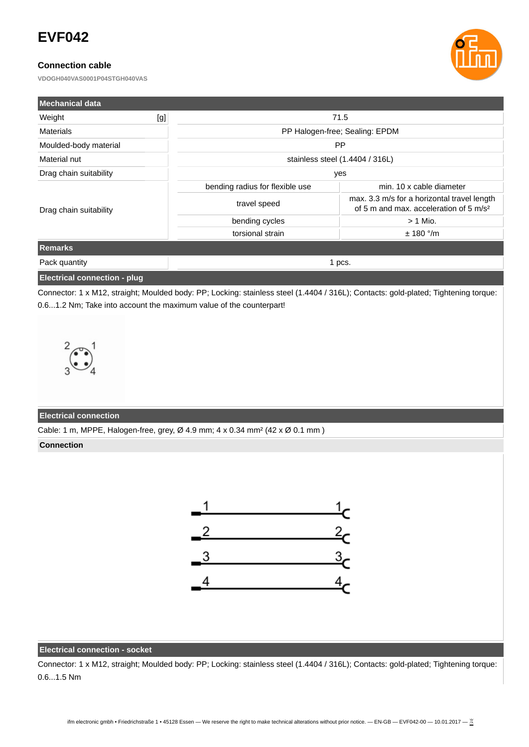# EVF042

### Connection cable

VDOGH040VAS0001P04STGH040VAS

| Mechanical data | | |
|---|---|---|
| Weight [g] | 71.5 | |
| Materials | PP Halogen-free; Sealing: EPDM | |
| Moulded-body material | PP | |
| Material nut | stainless steel (1.4404 / 316L) | |
| Drag chain suitability | yes | |
| Drag chain suitability | bending radius for flexible use | min. 10 x cable diameter |
| | travel speed | max. 3.3 m/s for a horizontal travel length of 5 m and max. acceleration of 5 m/s² |
| | bending cycles | > 1 Mio. |
| | torsional strain | ± 180 °/m |
| **Remarks** | | |
| Pack quantity | 1 pcs. | |

**Electrical connection - plug**

Connector: 1 x M12, straight; Moulded body: PP; Locking: stainless steel (1.4404 / 316L); Contacts: gold-plated; Tightening torque: 0.6...1.2 Nm; Take into account the maximum value of the counterpart!

**Electrical connection**

Cable: 1 m, MPPE, Halogen-free, grey, Ø 4.9 mm; 4 x 0.34 mm² (42 x Ø 0.1 mm )

**Connection**

**Electrical connection - socket**

Connector: 1 x M12, straight; Moulded body: PP; Locking: stainless steel (1.4404 / 316L); Contacts: gold-plated; Tightening torque: 0.6...1.5 Nm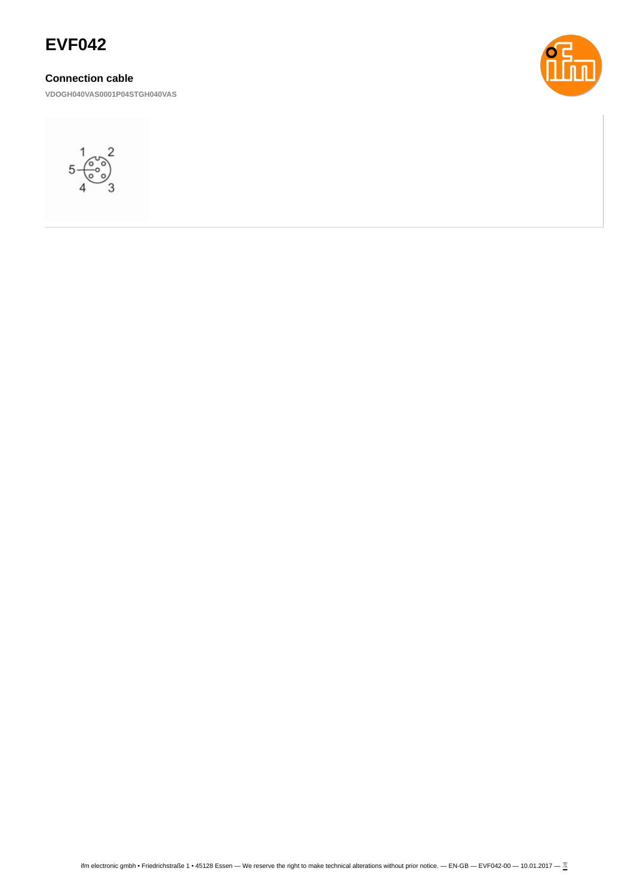# EVF042

### Connection cable

**VDOGH040VAS0001P04STGH040VAS**

1
2
5
4
3

ifm electronic gmbh • Friedrichstraße 1 • 45128 Essen — We reserve the right to make technical alterations without prior notice. — EN-GB — EVF042-00 — 10.01.2017